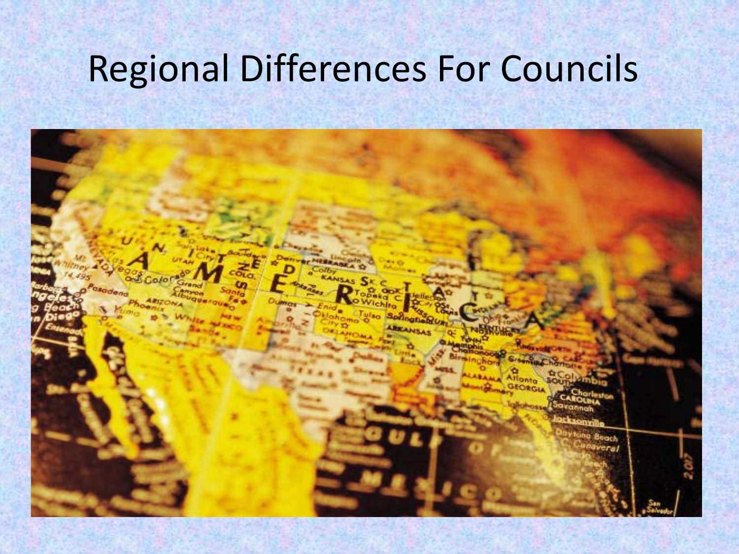# Regional Differences For Councils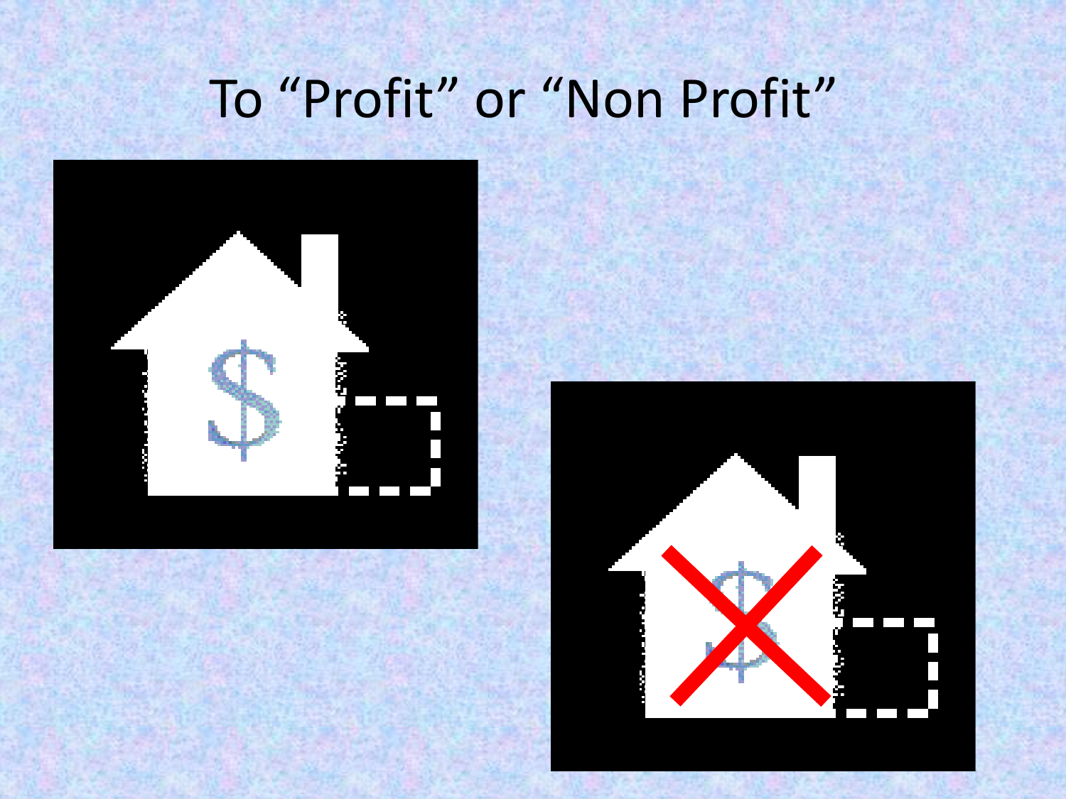# To "Profit" or "Non Profit"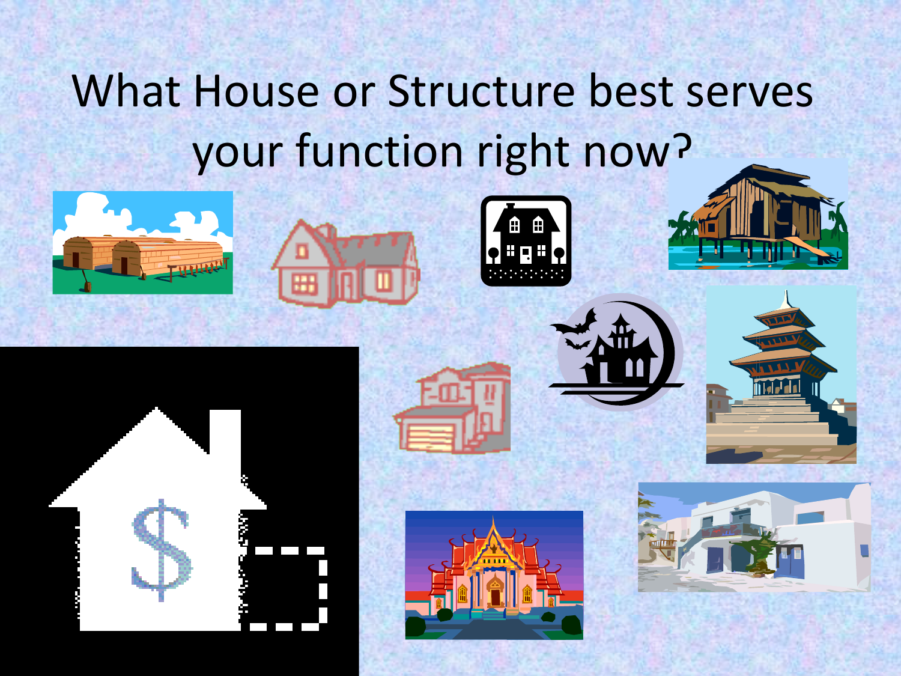# What House or Structure best serves your function right now?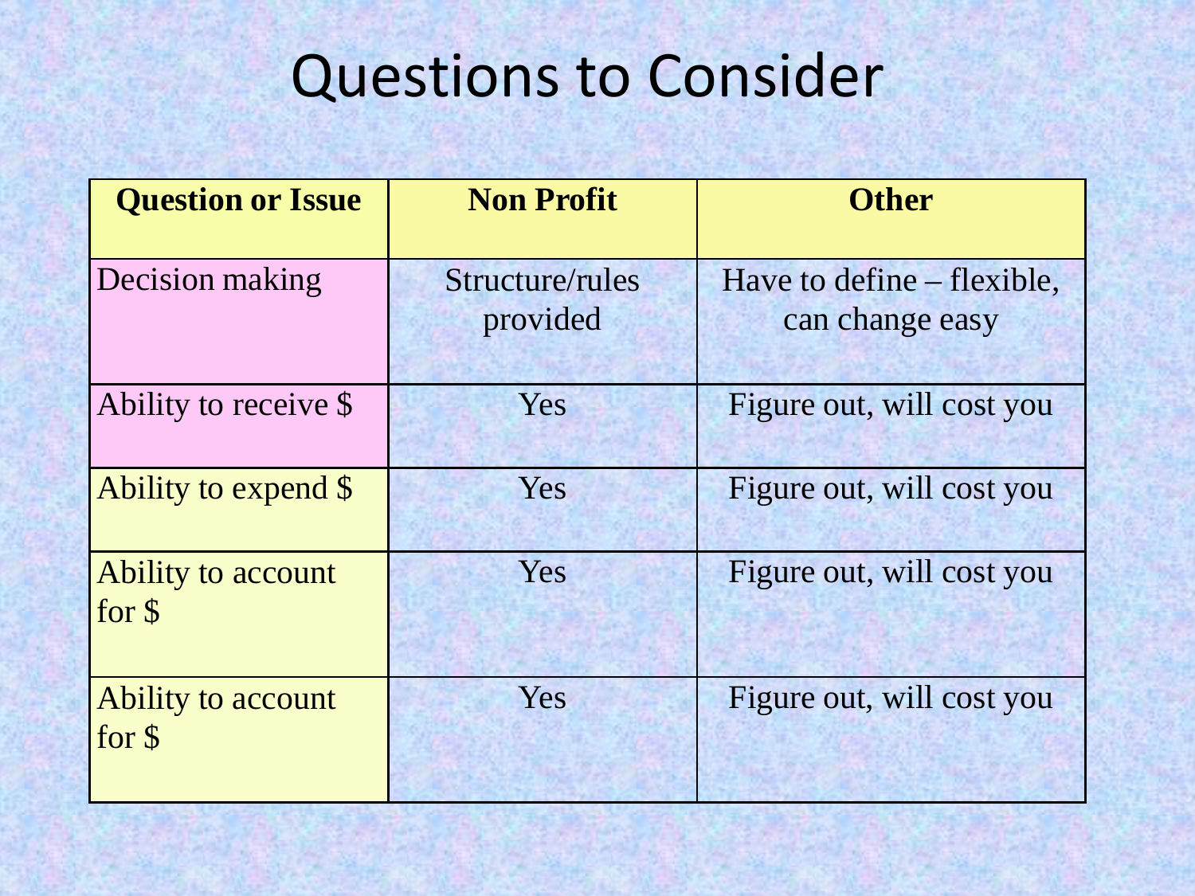# Questions to Consider

| Question or Issue | Non Profit | Other |
|---|---|---|
| Decision making | Structure/rules provided | Have to define – flexible, can change easy |
| Ability to receive $ | Yes | Figure out, will cost you |
| Ability to expend $ | Yes | Figure out, will cost you |
| Ability to account for $ | Yes | Figure out, will cost you |
| Ability to account for $ | Yes | Figure out, will cost you |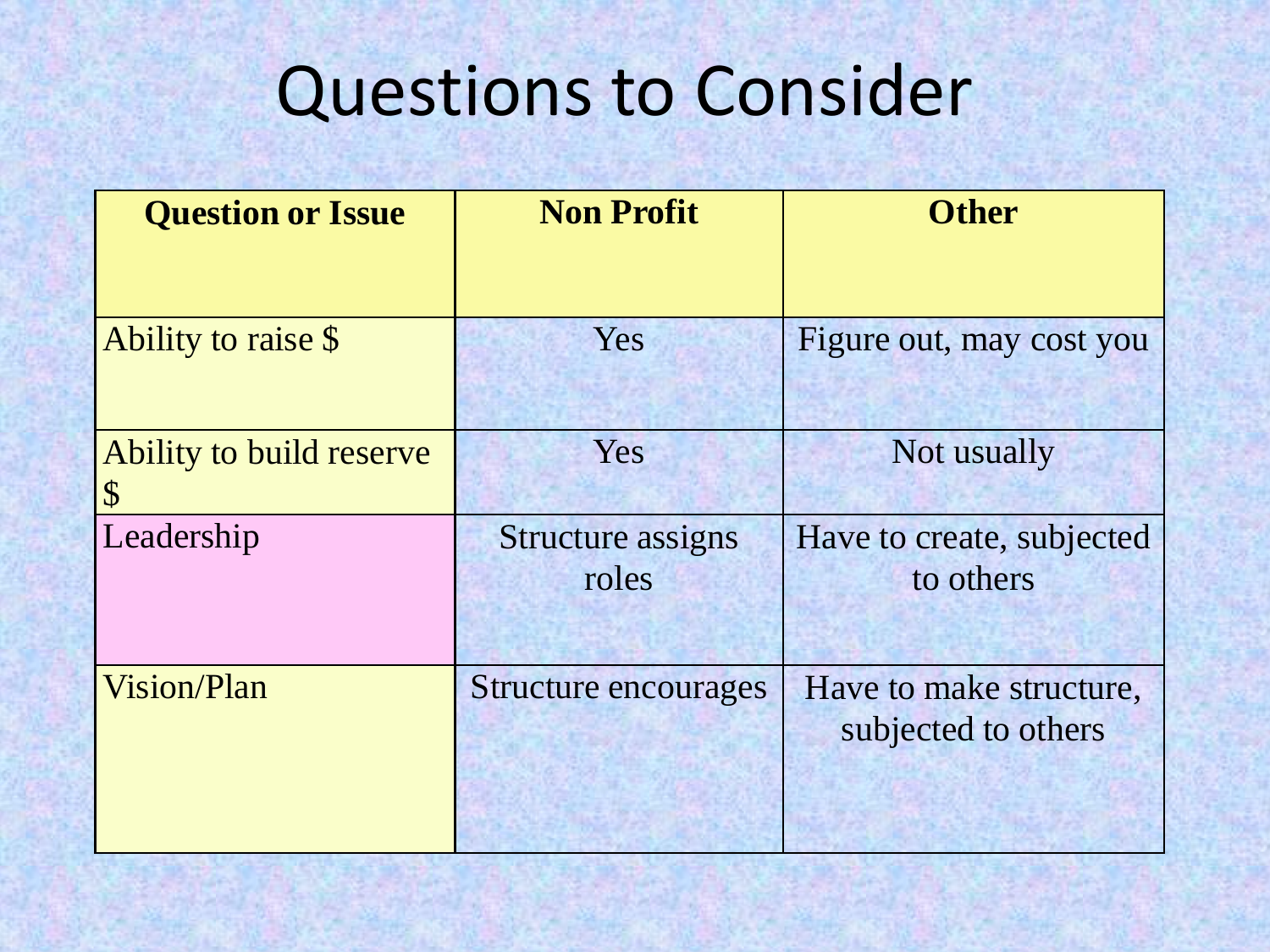# Questions to Consider

| **Question or Issue** | **Non Profit** | **Other** |
|---|---|---|
| Ability to raise $ | Yes | Figure out, may cost you |
| Ability to build reserve $ | Yes | Not usually |
| Leadership | Structure assigns roles | Have to create, subjected to others |
| Vision/Plan | Structure encourages | Have to make structure, subjected to others |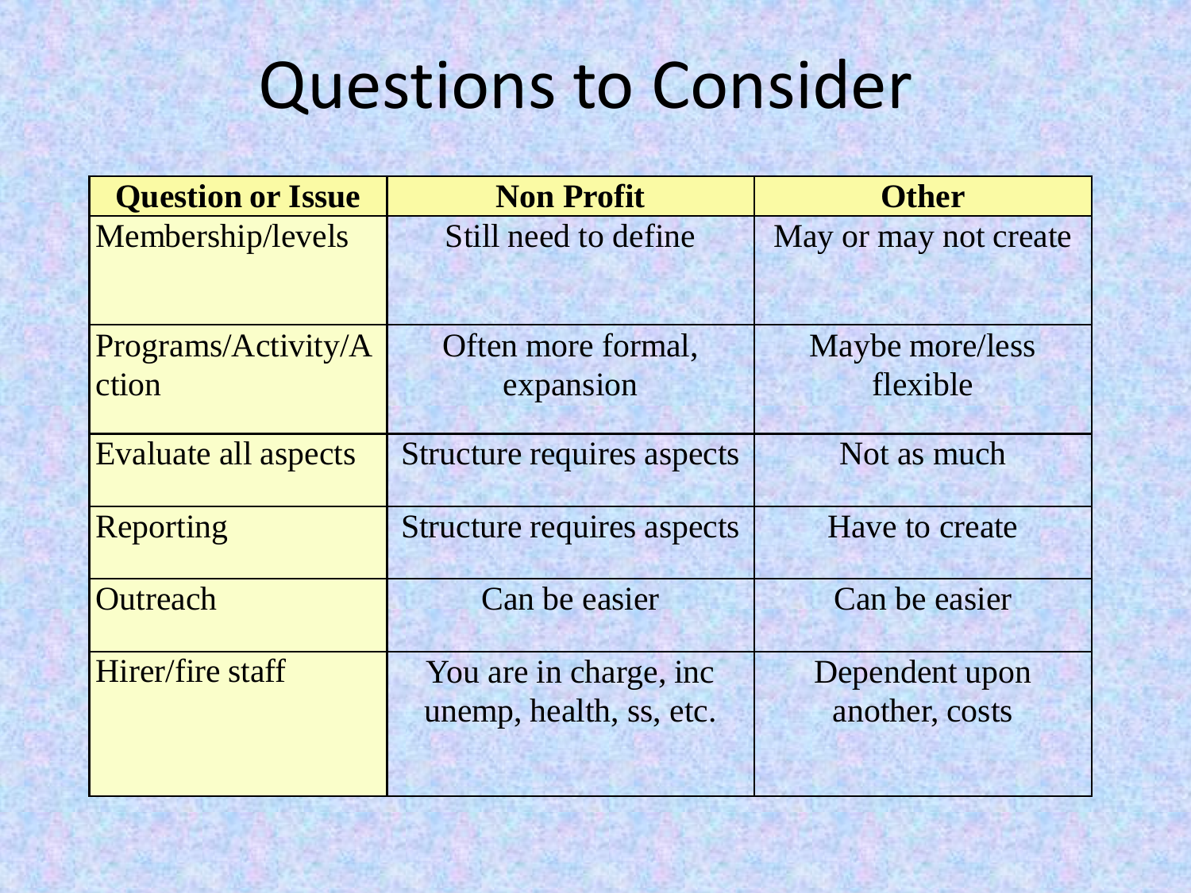# Questions to Consider

| Question or Issue | Non Profit | Other |
| --- | --- | --- |
| Membership/levels | Still need to define | May or may not create |
| Programs/Activity/Action | Often more formal, expansion | Maybe more/less flexible |
| Evaluate all aspects | Structure requires aspects | Not as much |
| Reporting | Structure requires aspects | Have to create |
| Outreach | Can be easier | Can be easier |
| Hirer/fire staff | You are in charge, inc unemp, health, ss, etc. | Dependent upon another, costs |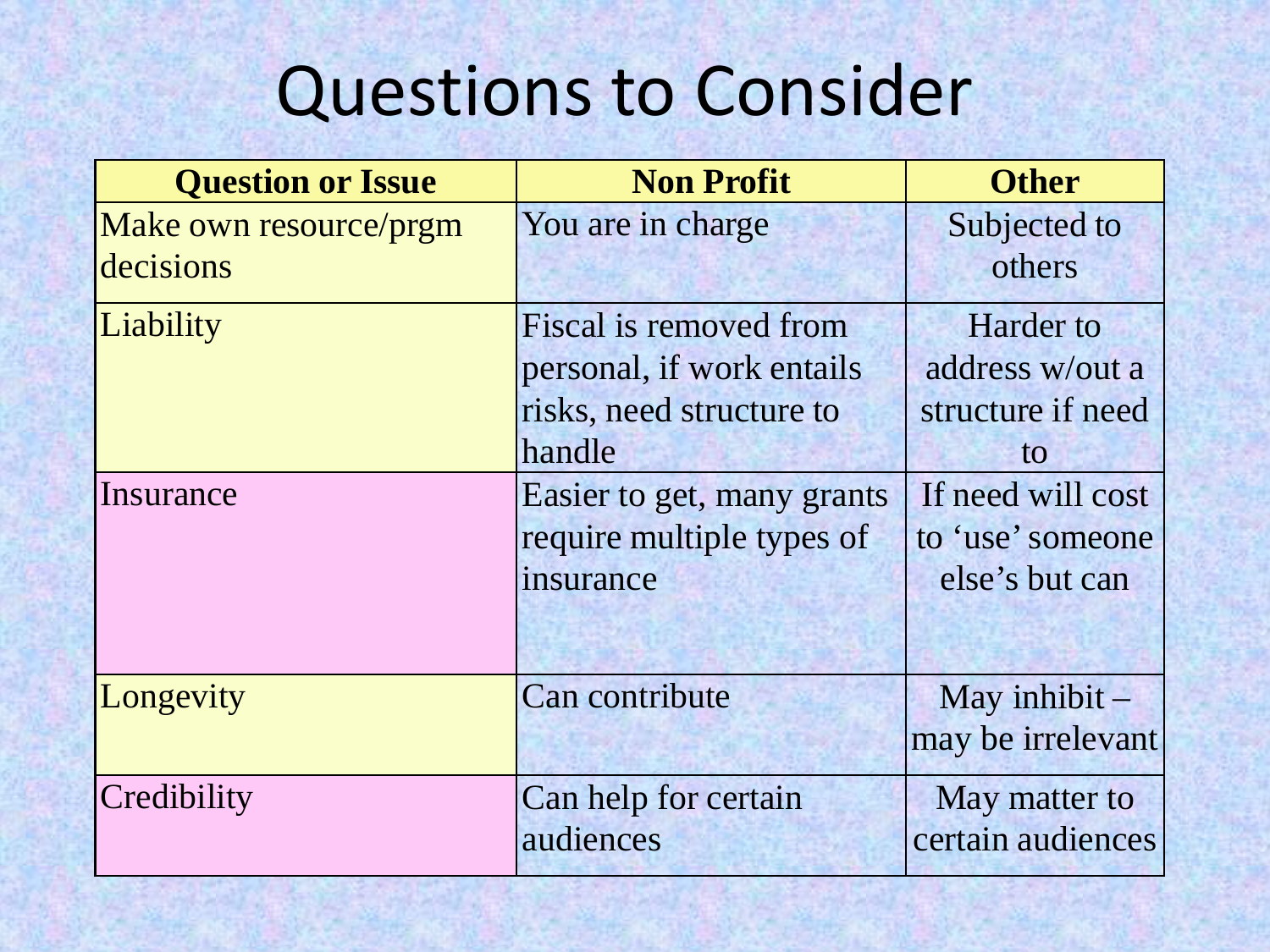# Questions to Consider

| Question or Issue | Non Profit | Other |
| --- | --- | --- |
| Make own resource/prgm decisions | You are in charge | Subjected to others |
| Liability | Fiscal is removed from personal, if work entails risks, need structure to handle | Harder to address w/out a structure if need to |
| Insurance | Easier to get, many grants require multiple types of insurance | If need will cost to 'use' someone else's but can |
| Longevity | Can contribute | May inhibit – may be irrelevant |
| Credibility | Can help for certain audiences | May matter to certain audiences |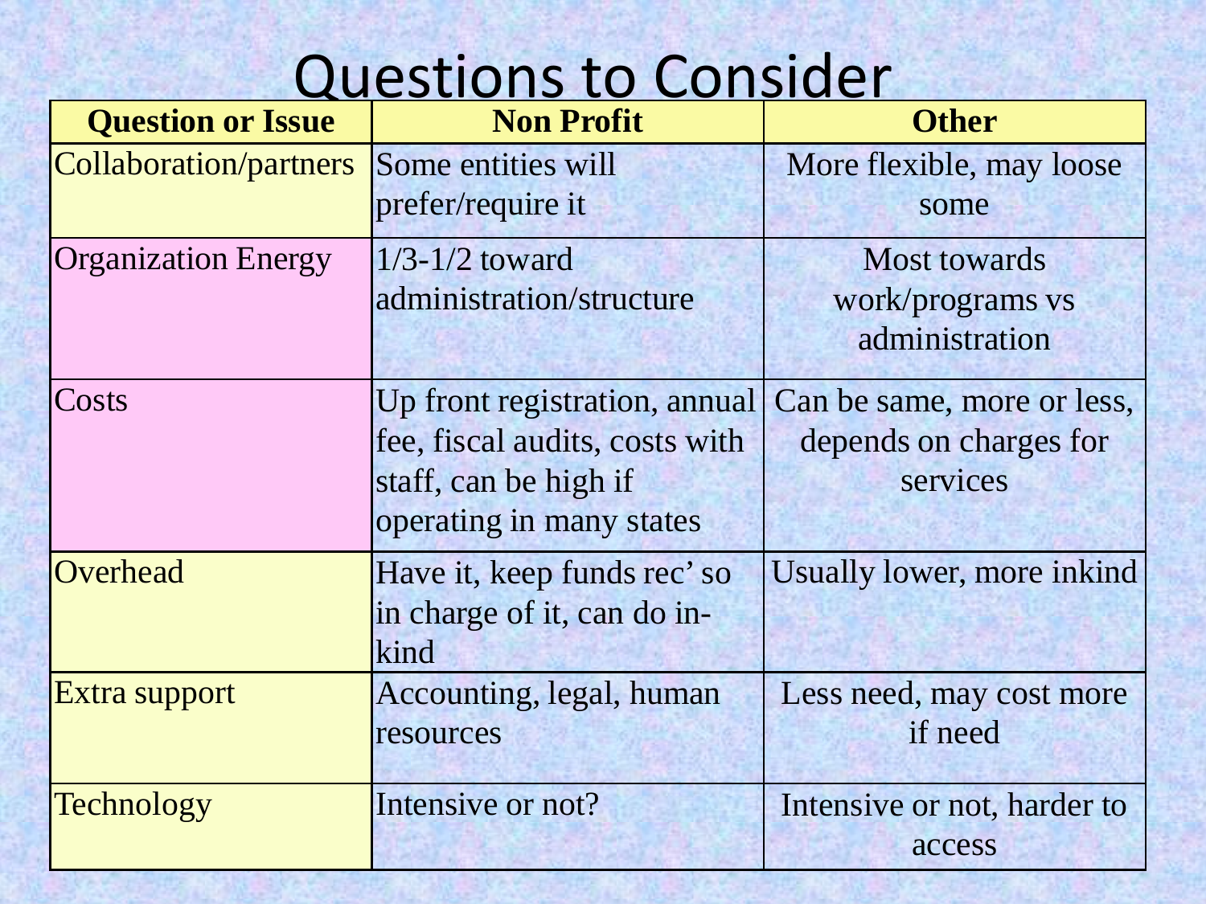# Questions to Consider

| Question or Issue | Non Profit | Other |
|---|---|---|
| Collaboration/partners | Some entities will prefer/require it | More flexible, may loose some |
| Organization Energy | 1/3-1/2 toward administration/structure | Most towards work/programs vs administration |
| Costs | Up front registration, annual fee, fiscal audits, costs with staff, can be high if operating in many states | Can be same, more or less, depends on charges for services |
| Overhead | Have it, keep funds rec' so in charge of it, can do in-kind | Usually lower, more inkind |
| Extra support | Accounting, legal, human resources | Less need, may cost more if need |
| Technology | Intensive or not? | Intensive or not, harder to access |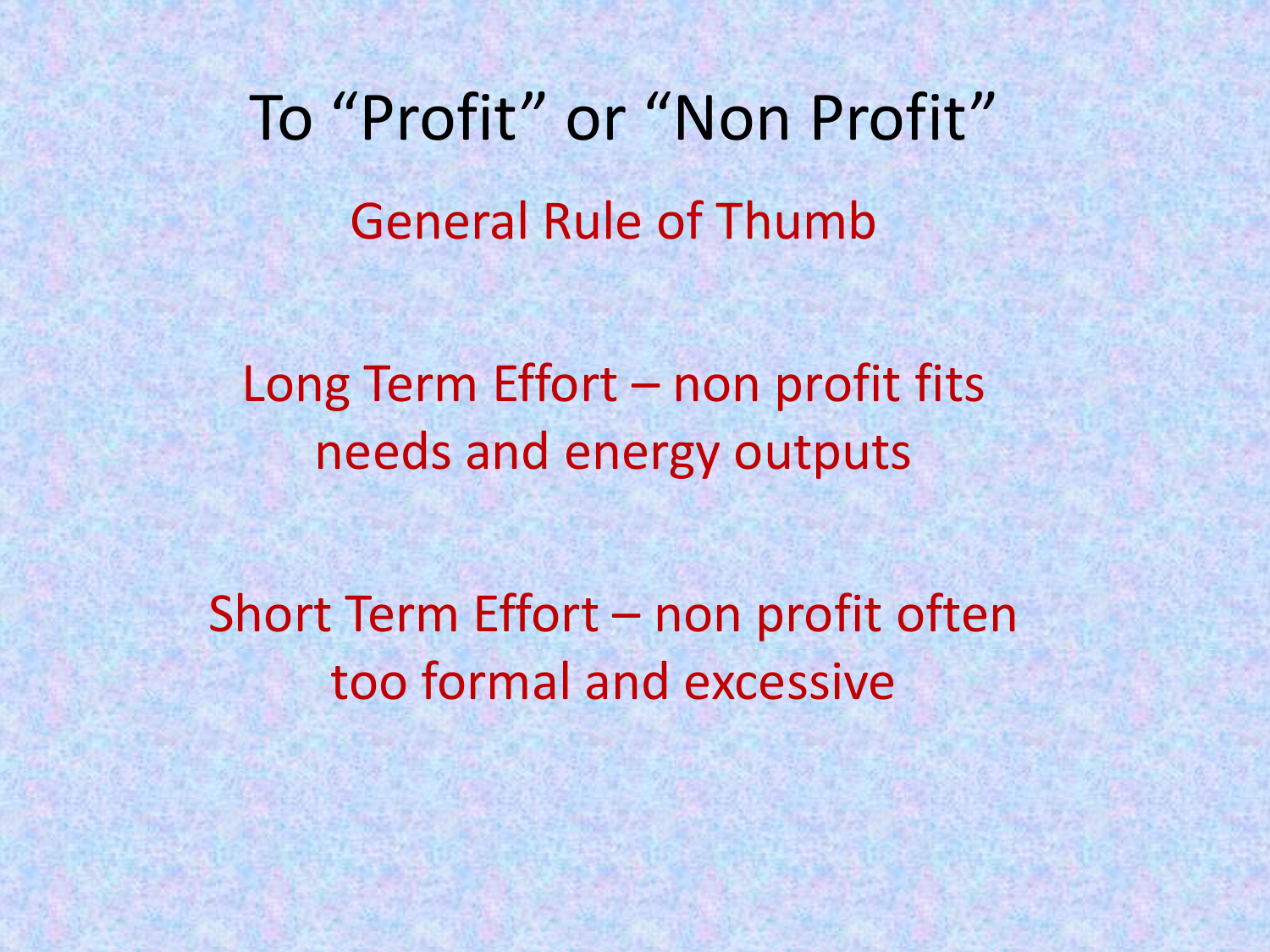# To "Profit" or "Non Profit"

## General Rule of Thumb

Long Term Effort – non profit fits needs and energy outputs

Short Term Effort – non profit often too formal and excessive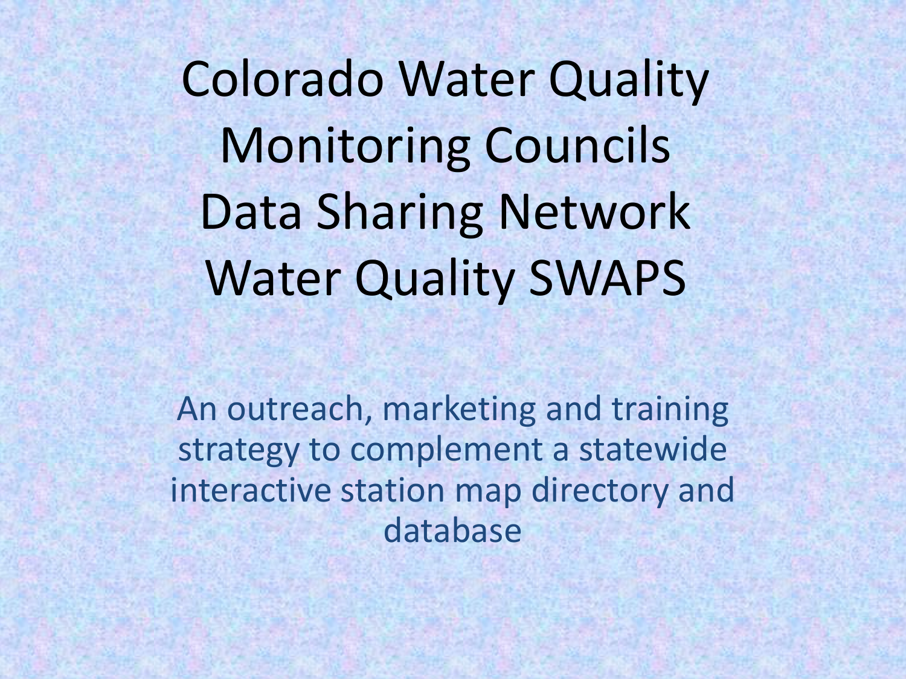# Colorado Water Quality Monitoring Councils Data Sharing Network Water Quality SWAPS

An outreach, marketing and training strategy to complement a statewide interactive station map directory and database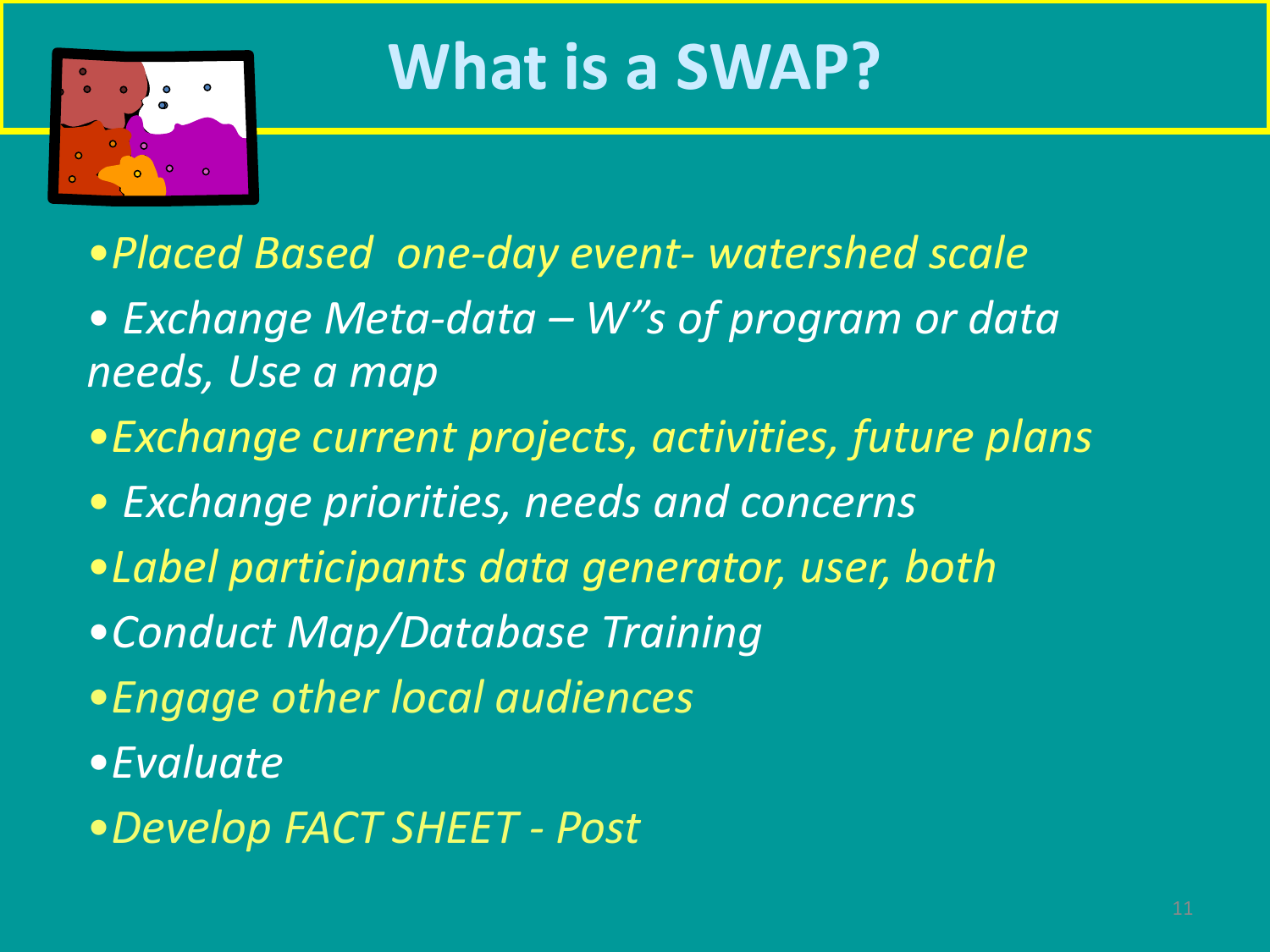# What is a SWAP?

- *Placed Based one-day event- watershed scale*
- *Exchange Meta-data – W"s of program or data needs, Use a map*
- *Exchange current projects, activities, future plans*
- *Exchange priorities, needs and concerns*
- *Label participants data generator, user, both*
- *Conduct Map/Database Training*
- *Engage other local audiences*
- *Evaluate*
- *Develop FACT SHEET - Post*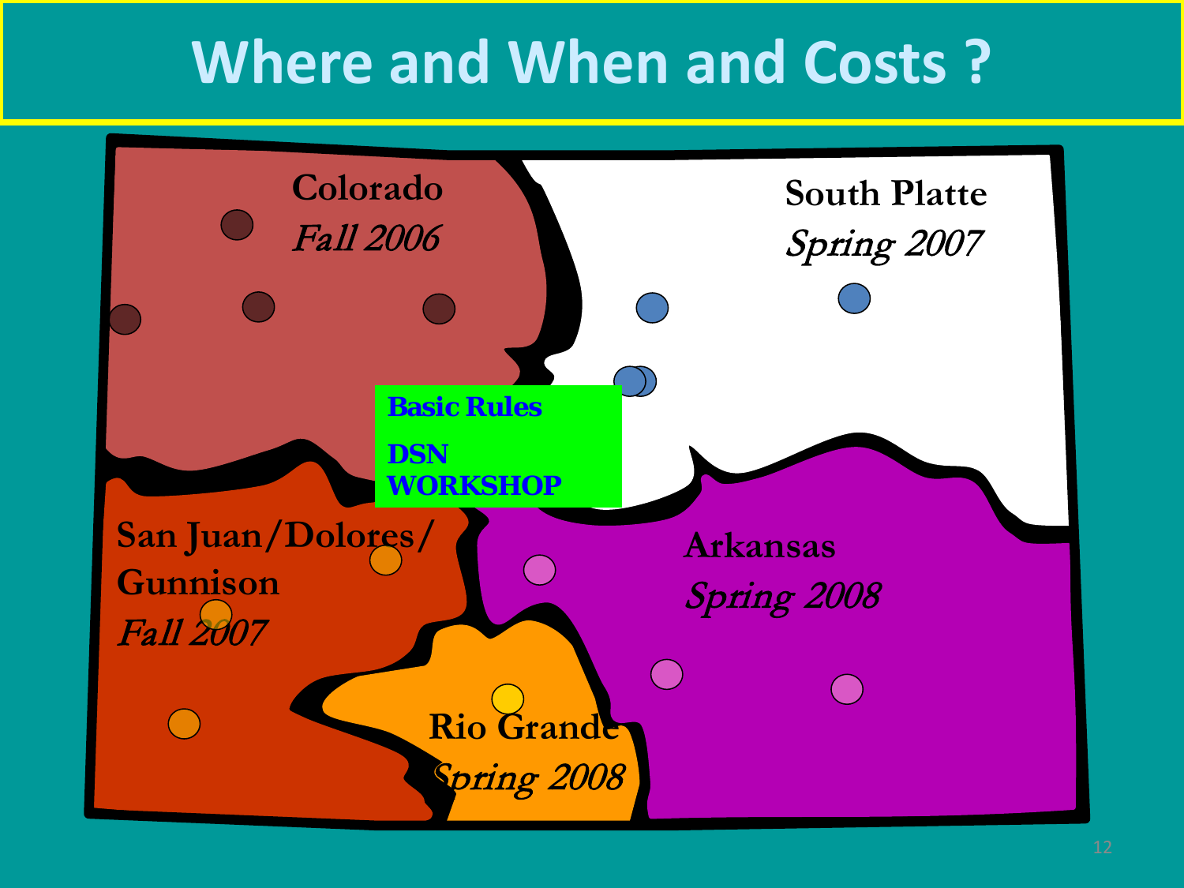# Where and When and Costs ?

Colorado
*Fall 2006*

South Platte
*Spring 2007*

**Basic Rules**

**DSN WORKSHOP**

San Juan/Dolores/
Gunnison
*Fall 2007*

Arkansas
*Spring 2008*

Rio Grande
*Spring 2008*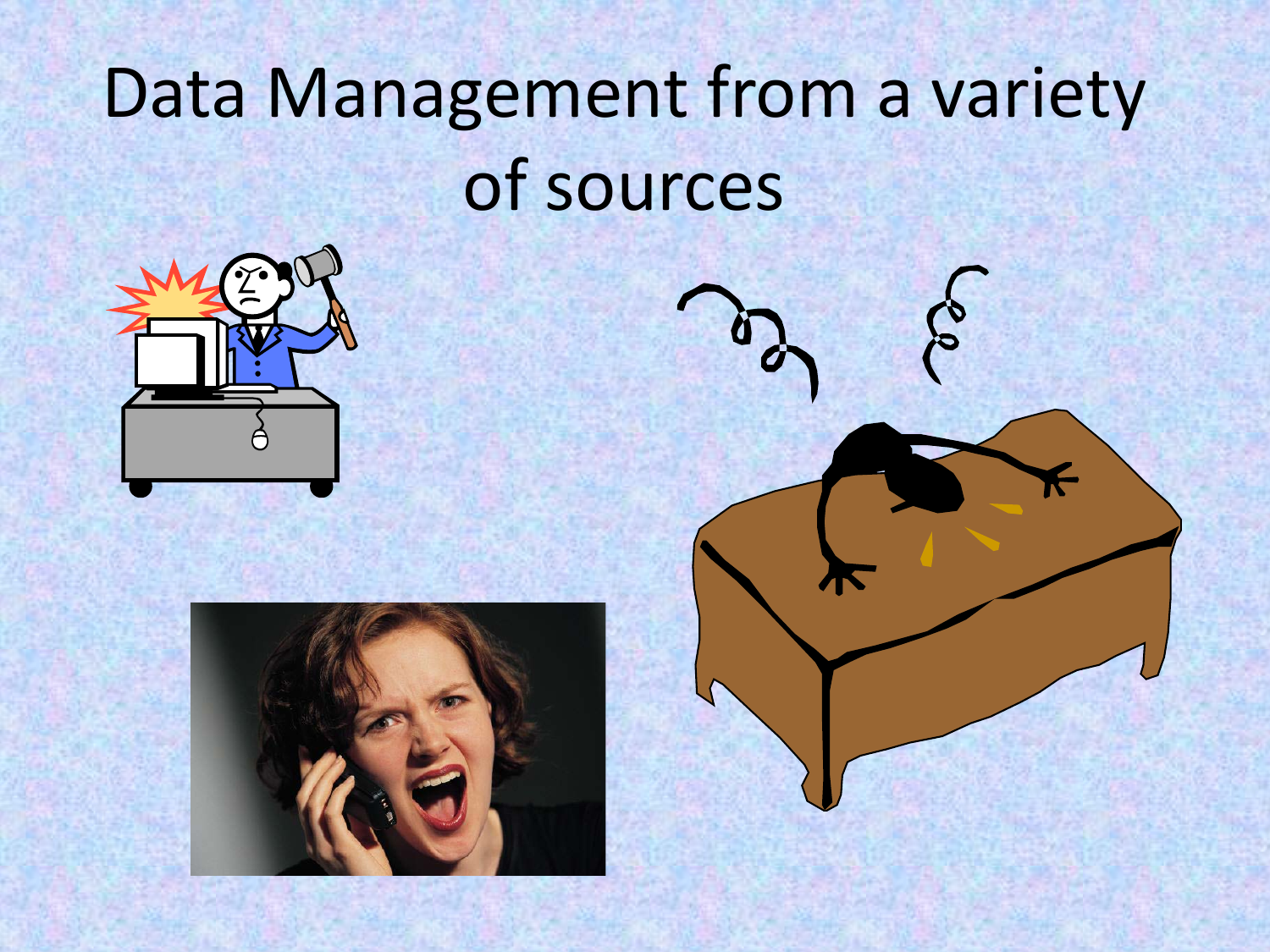# Data Management from a variety of sources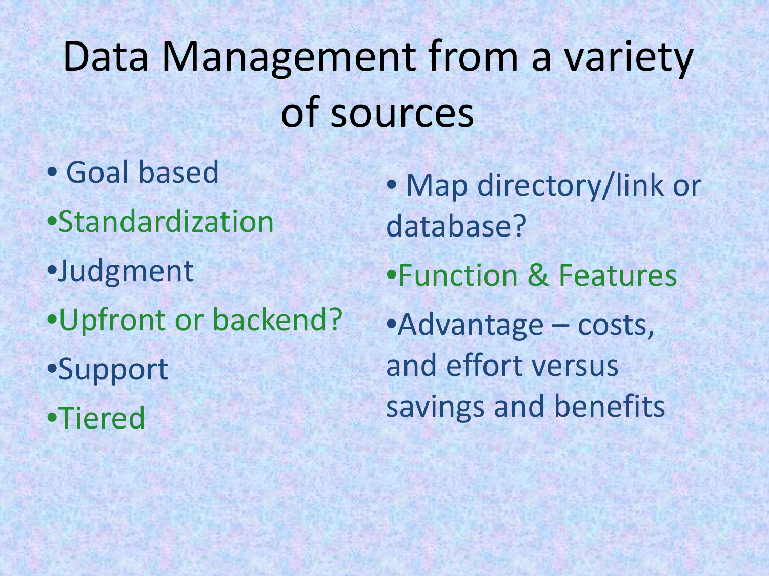# Data Management from a variety of sources

- Goal based
- Standardization
- Judgment
- Upfront or backend?
- Support
- Tiered

- Map directory/link or database?
- Function & Features
- Advantage – costs, and effort versus savings and benefits